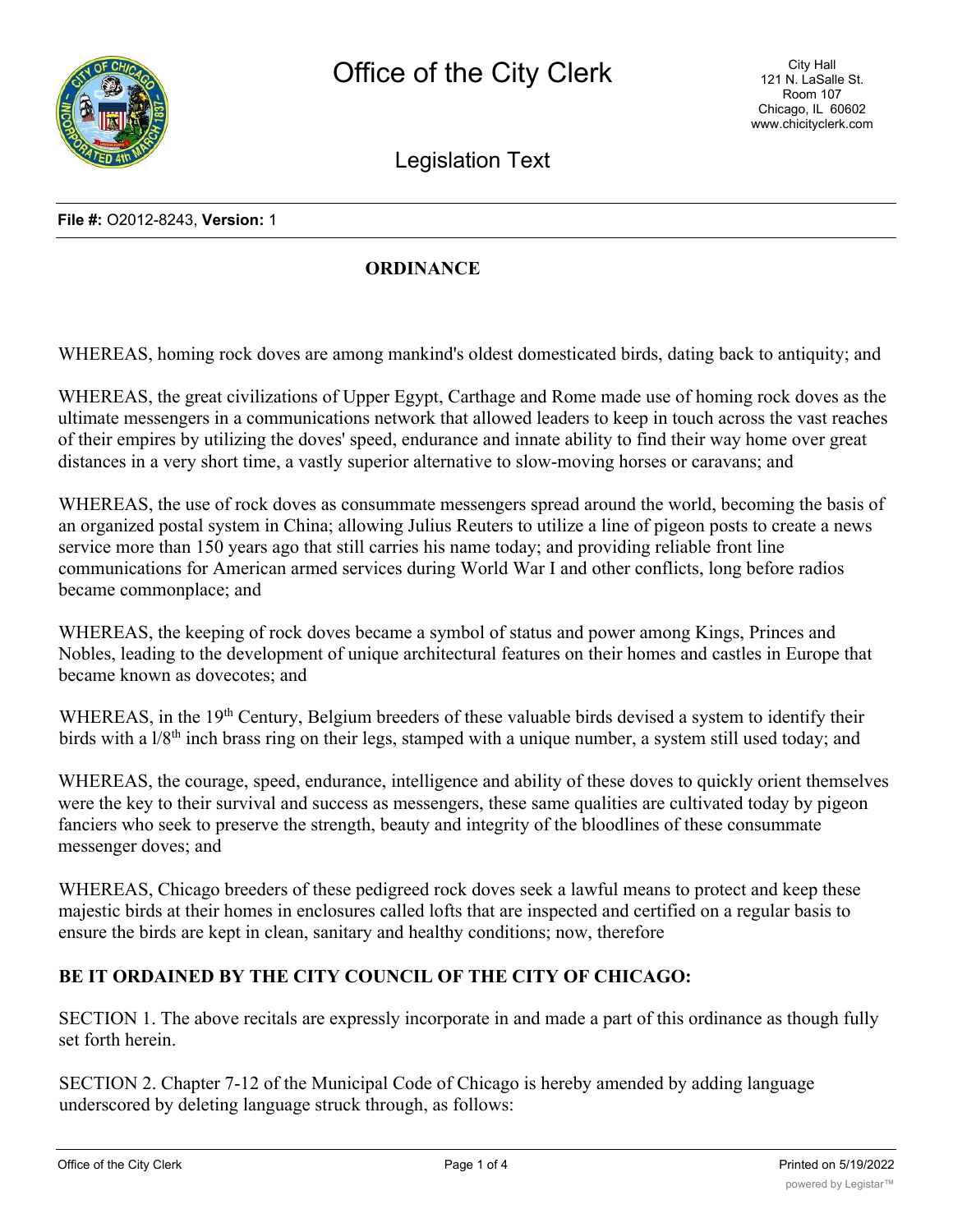**File #:** O2012-8243, **Version:** 1

## ORDINANCE

WHEREAS, homing rock doves are among mankind's oldest domesticated birds, dating back to antiquity; and

WHEREAS, the great civilizations of Upper Egypt, Carthage and Rome made use of homing rock doves as the ultimate messengers in a communications network that allowed leaders to keep in touch across the vast reaches of their empires by utilizing the doves' speed, endurance and innate ability to find their way home over great distances in a very short time, a vastly superior alternative to slow-moving horses or caravans; and

WHEREAS, the use of rock doves as consummate messengers spread around the world, becoming the basis of an organized postal system in China; allowing Julius Reuters to utilize a line of pigeon posts to create a news service more than 150 years ago that still carries his name today; and providing reliable front line communications for American armed services during World War I and other conflicts, long before radios became commonplace; and

WHEREAS, the keeping of rock doves became a symbol of status and power among Kings, Princes and Nobles, leading to the development of unique architectural features on their homes and castles in Europe that became known as dovecotes; and

WHEREAS, in the 19th Century, Belgium breeders of these valuable birds devised a system to identify their birds with a l/8th inch brass ring on their legs, stamped with a unique number, a system still used today; and

WHEREAS, the courage, speed, endurance, intelligence and ability of these doves to quickly orient themselves were the key to their survival and success as messengers, these same qualities are cultivated today by pigeon fanciers who seek to preserve the strength, beauty and integrity of the bloodlines of these consummate messenger doves; and

WHEREAS, Chicago breeders of these pedigreed rock doves seek a lawful means to protect and keep these majestic birds at their homes in enclosures called lofts that are inspected and certified on a regular basis to ensure the birds are kept in clean, sanitary and healthy conditions; now, therefore

**BE IT ORDAINED BY THE CITY COUNCIL OF THE CITY OF CHICAGO:**

SECTION 1. The above recitals are expressly incorporate in and made a part of this ordinance as though fully set forth herein.

SECTION 2. Chapter 7-12 of the Municipal Code of Chicago is hereby amended by adding language underscored by deleting language struck through, as follows: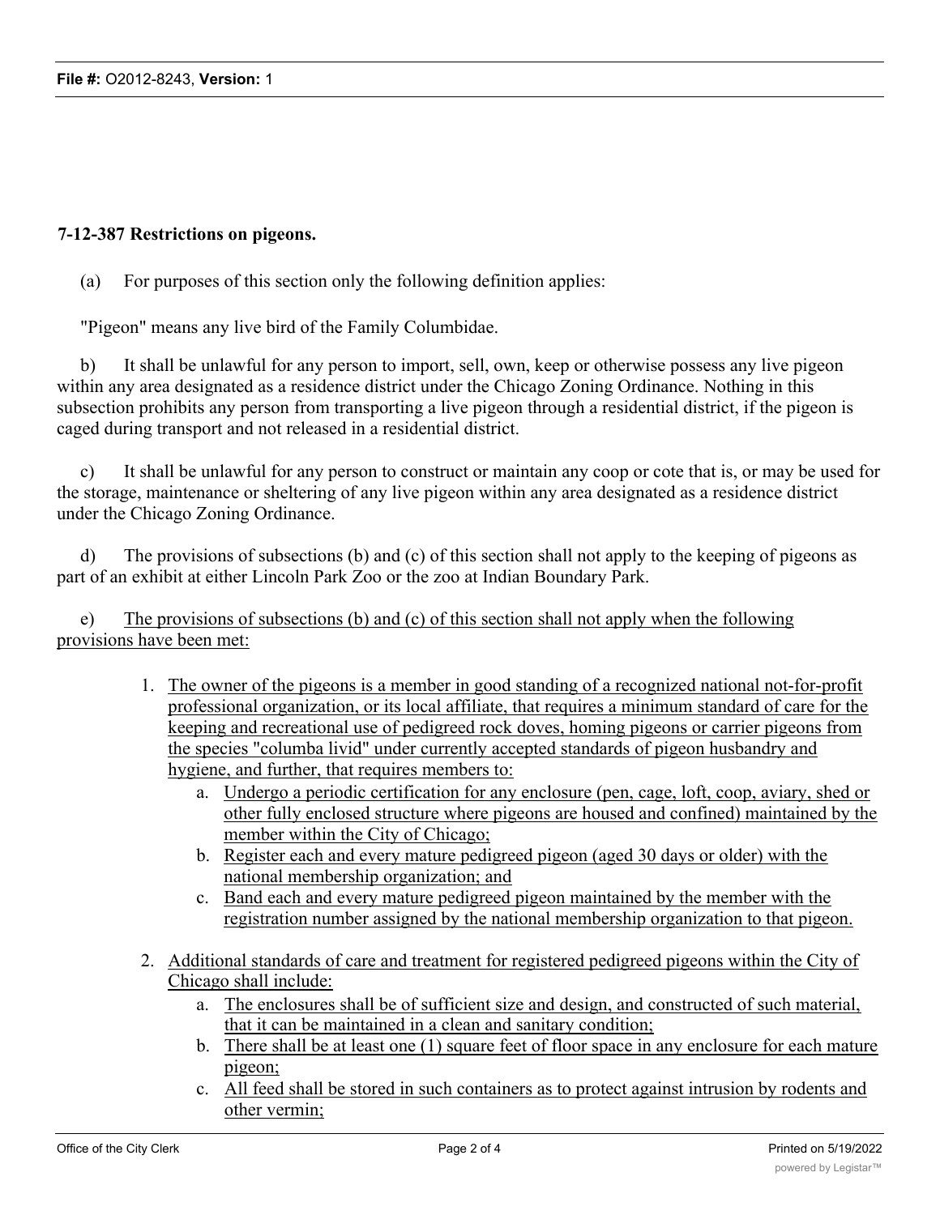**7-12-387 Restrictions on pigeons.**

(a) For purposes of this section only the following definition applies:

"Pigeon" means any live bird of the Family Columbidae.

b) It shall be unlawful for any person to import, sell, own, keep or otherwise possess any live pigeon within any area designated as a residence district under the Chicago Zoning Ordinance. Nothing in this subsection prohibits any person from transporting a live pigeon through a residential district, if the pigeon is caged during transport and not released in a residential district.

c) It shall be unlawful for any person to construct or maintain any coop or cote that is, or may be used for the storage, maintenance or sheltering of any live pigeon within any area designated as a residence district under the Chicago Zoning Ordinance.

d) The provisions of subsections (b) and (c) of this section shall not apply to the keeping of pigeons as part of an exhibit at either Lincoln Park Zoo or the zoo at Indian Boundary Park.

e) <u>The provisions of subsections (b) and (c) of this section shall not apply when the following provisions have been met:</u>

1. <u>The owner of the pigeons is a member in good standing of a recognized national not-for-profit professional organization, or its local affiliate, that requires a minimum standard of care for the keeping and recreational use of pedigreed rock doves, homing pigeons or carrier pigeons from the species "columba livid" under currently accepted standards of pigeon husbandry and hygiene, and further, that requires members to:</u>
   a. <u>Undergo a periodic certification for any enclosure (pen, cage, loft, coop, aviary, shed or other fully enclosed structure where pigeons are housed and confined) maintained by the member within the City of Chicago;</u>
   b. <u>Register each and every mature pedigreed pigeon (aged 30 days or older) with the national membership organization; and</u>
   c. <u>Band each and every mature pedigreed pigeon maintained by the member with the registration number assigned by the national membership organization to that pigeon.</u>

2. <u>Additional standards of care and treatment for registered pedigreed pigeons within the City of Chicago shall include:</u>
   a. <u>The enclosures shall be of sufficient size and design, and constructed of such material, that it can be maintained in a clean and sanitary condition;</u>
   b. <u>There shall be at least one (1) square feet of floor space in any enclosure for each mature pigeon;</u>
   c. <u>All feed shall be stored in such containers as to protect against intrusion by rodents and other vermin;</u>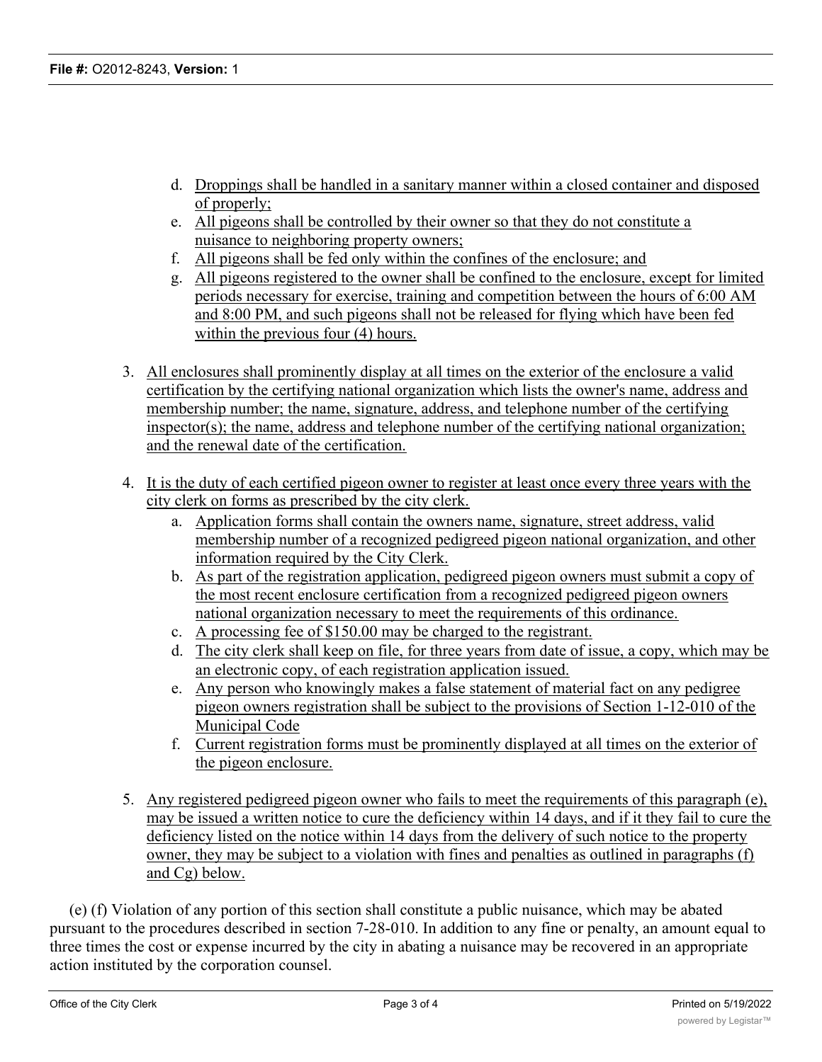d. Droppings shall be handled in a sanitary manner within a closed container and disposed of properly;
e. All pigeons shall be controlled by their owner so that they do not constitute a nuisance to neighboring property owners;
f. All pigeons shall be fed only within the confines of the enclosure; and
g. All pigeons registered to the owner shall be confined to the enclosure, except for limited periods necessary for exercise, training and competition between the hours of 6:00 AM and 8:00 PM, and such pigeons shall not be released for flying which have been fed within the previous four (4) hours.

3. All enclosures shall prominently display at all times on the exterior of the enclosure a valid certification by the certifying national organization which lists the owner's name, address and membership number; the name, signature, address, and telephone number of the certifying inspector(s); the name, address and telephone number of the certifying national organization; and the renewal date of the certification.

4. It is the duty of each certified pigeon owner to register at least once every three years with the city clerk on forms as prescribed by the city clerk.
   a. Application forms shall contain the owners name, signature, street address, valid membership number of a recognized pedigreed pigeon national organization, and other information required by the City Clerk.
   b. As part of the registration application, pedigreed pigeon owners must submit a copy of the most recent enclosure certification from a recognized pedigreed pigeon owners national organization necessary to meet the requirements of this ordinance.
   c. A processing fee of $150.00 may be charged to the registrant.
   d. The city clerk shall keep on file, for three years from date of issue, a copy, which may be an electronic copy, of each registration application issued.
   e. Any person who knowingly makes a false statement of material fact on any pedigree pigeon owners registration shall be subject to the provisions of Section 1-12-010 of the Municipal Code
   f. Current registration forms must be prominently displayed at all times on the exterior of the pigeon enclosure.

5. Any registered pedigreed pigeon owner who fails to meet the requirements of this paragraph (e), may be issued a written notice to cure the deficiency within 14 days, and if it they fail to cure the deficiency listed on the notice within 14 days from the delivery of such notice to the property owner, they may be subject to a violation with fines and penalties as outlined in paragraphs (f) and Cg) below.

(e) (f) Violation of any portion of this section shall constitute a public nuisance, which may be abated pursuant to the procedures described in section 7-28-010. In addition to any fine or penalty, an amount equal to three times the cost or expense incurred by the city in abating a nuisance may be recovered in an appropriate action instituted by the corporation counsel.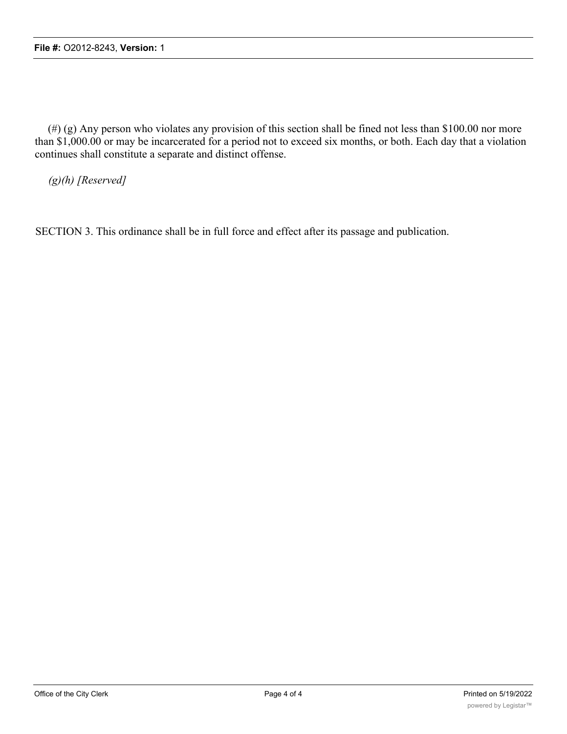(#) (g) Any person who violates any provision of this section shall be fined not less than $100.00 nor more than $1,000.00 or may be incarcerated for a period not to exceed six months, or both. Each day that a violation continues shall constitute a separate and distinct offense.

*(g)(h) [Reserved]*

SECTION 3. This ordinance shall be in full force and effect after its passage and publication.